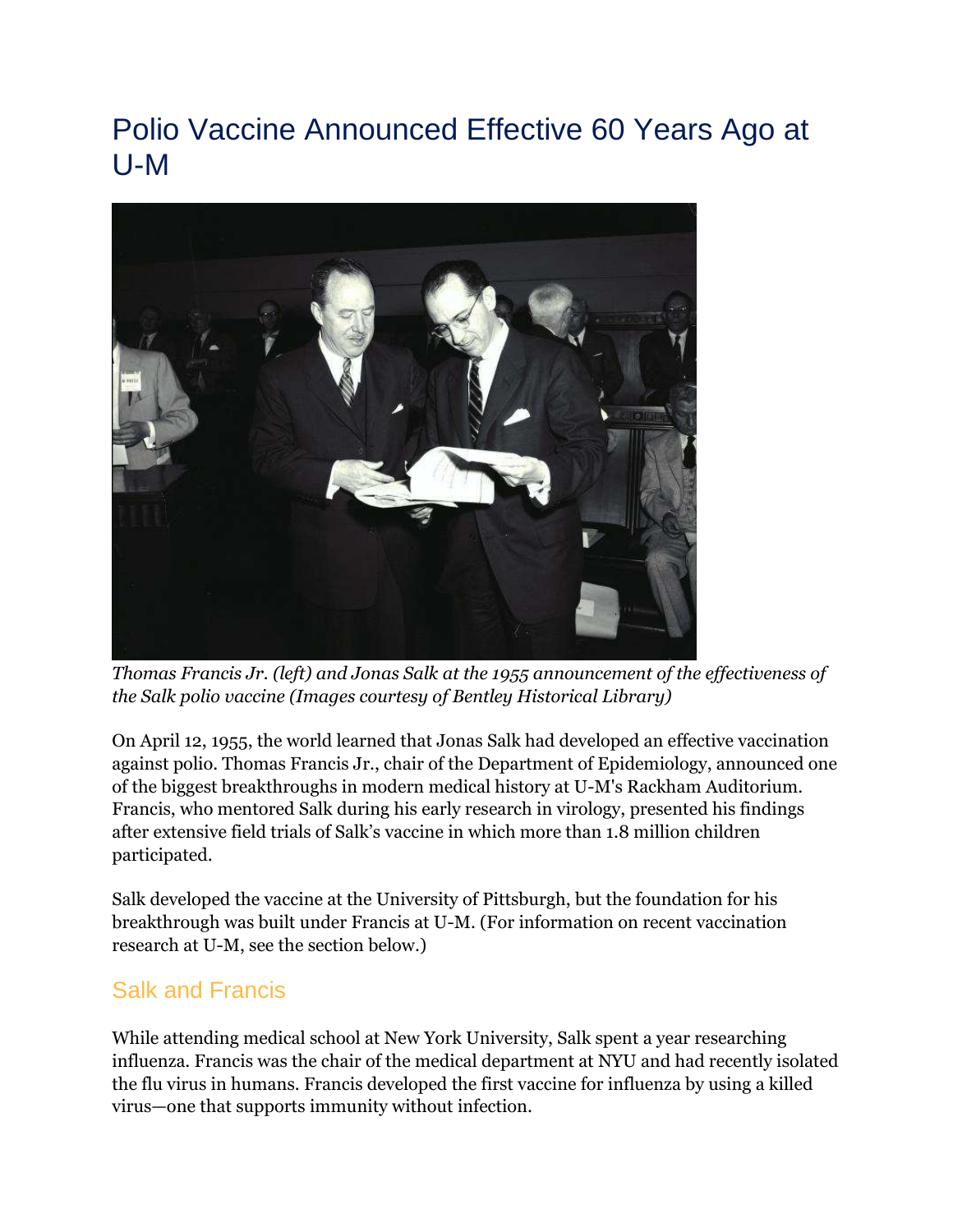# Polio Vaccine Announced Effective 60 Years Ago at U-M

*Thomas Francis Jr. (left) and Jonas Salk at the 1955 announcement of the effectiveness of the Salk polio vaccine (Images courtesy of Bentley Historical Library)*

On April 12, 1955, the world learned that Jonas Salk had developed an effective vaccination against polio. Thomas Francis Jr., chair of the Department of Epidemiology, announced one of the biggest breakthroughs in modern medical history at U-M's Rackham Auditorium. Francis, who mentored Salk during his early research in virology, presented his findings after extensive field trials of Salk's vaccine in which more than 1.8 million children participated.

Salk developed the vaccine at the University of Pittsburgh, but the foundation for his breakthrough was built under Francis at U-M. (For information on recent vaccination research at U-M, see the section below.)

## Salk and Francis

While attending medical school at New York University, Salk spent a year researching influenza. Francis was the chair of the medical department at NYU and had recently isolated the flu virus in humans. Francis developed the first vaccine for influenza by using a killed virus—one that supports immunity without infection.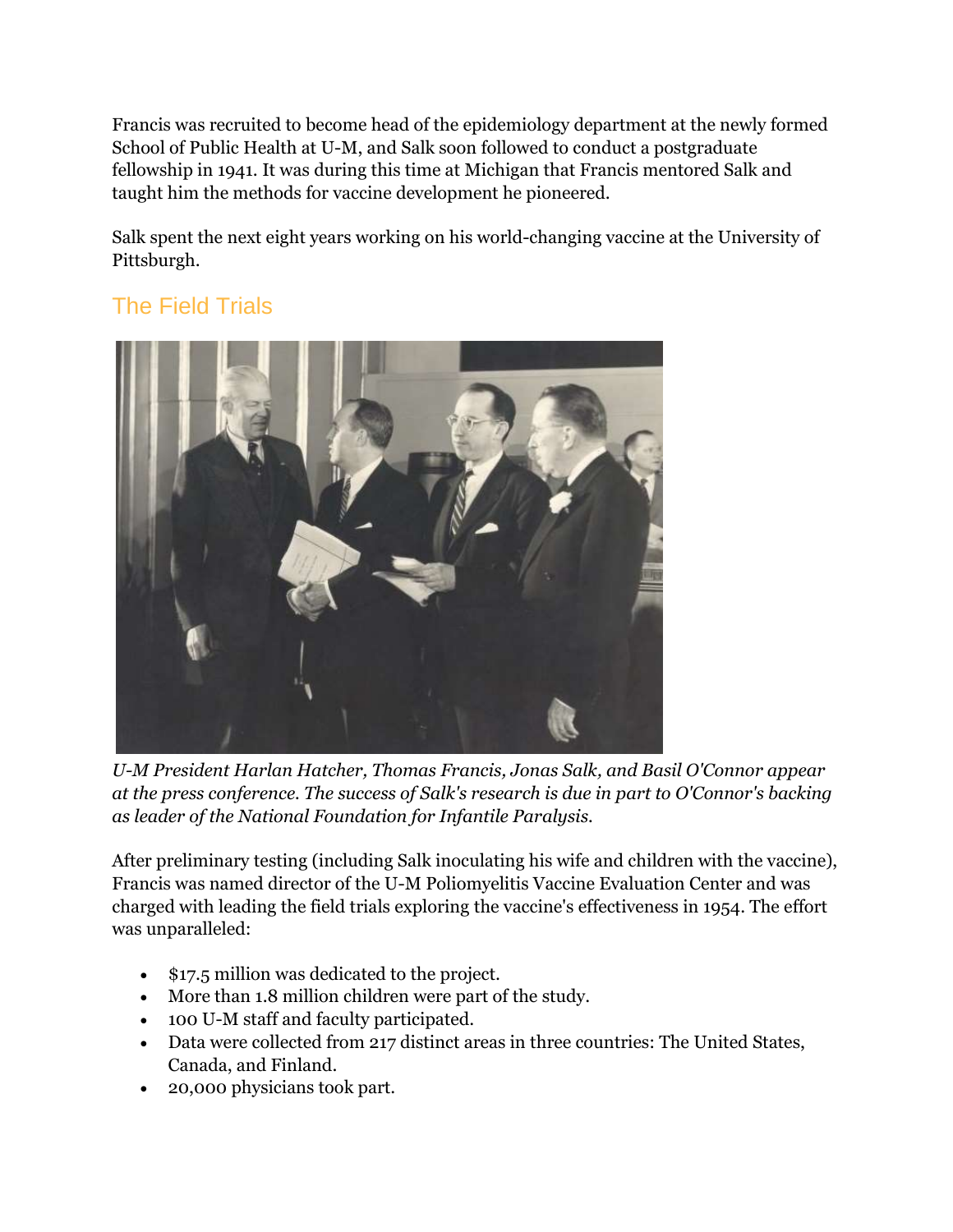Francis was recruited to become head of the epidemiology department at the newly formed School of Public Health at U-M, and Salk soon followed to conduct a postgraduate fellowship in 1941. It was during this time at Michigan that Francis mentored Salk and taught him the methods for vaccine development he pioneered.

Salk spent the next eight years working on his world-changing vaccine at the University of Pittsburgh.

## The Field Trials

*U-M President Harlan Hatcher, Thomas Francis, Jonas Salk, and Basil O'Connor appear at the press conference. The success of Salk's research is due in part to O'Connor's backing as leader of the National Foundation for Infantile Paralysis.*

After preliminary testing (including Salk inoculating his wife and children with the vaccine), Francis was named director of the U-M Poliomyelitis Vaccine Evaluation Center and was charged with leading the field trials exploring the vaccine's effectiveness in 1954. The effort was unparalleled:

- $17.5 million was dedicated to the project.
- More than 1.8 million children were part of the study.
- 100 U-M staff and faculty participated.
- Data were collected from 217 distinct areas in three countries: The United States, Canada, and Finland.
- 20,000 physicians took part.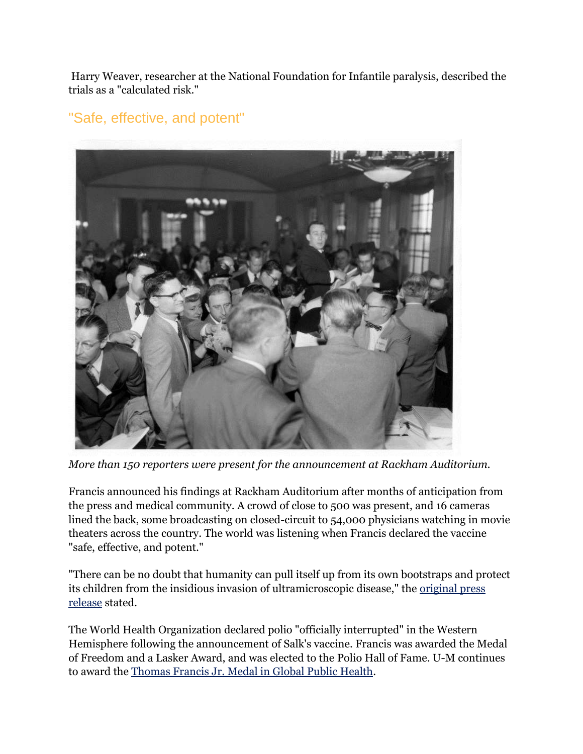Harry Weaver, researcher at the National Foundation for Infantile paralysis, described the trials as a "calculated risk."

## "Safe, effective, and potent"

*More than 150 reporters were present for the announcement at Rackham Auditorium.*

Francis announced his findings at Rackham Auditorium after months of anticipation from the press and medical community. A crowd of close to 500 was present, and 16 cameras lined the back, some broadcasting on closed-circuit to 54,000 physicians watching in movie theaters across the country. The world was listening when Francis declared the vaccine "safe, effective, and potent."

"There can be no doubt that humanity can pull itself up from its own bootstraps and protect its children from the insidious invasion of ultramicroscopic disease," the original press release stated.

The World Health Organization declared polio "officially interrupted" in the Western Hemisphere following the announcement of Salk's vaccine. Francis was awarded the Medal of Freedom and a Lasker Award, and was elected to the Polio Hall of Fame. U-M continues to award the Thomas Francis Jr. Medal in Global Public Health.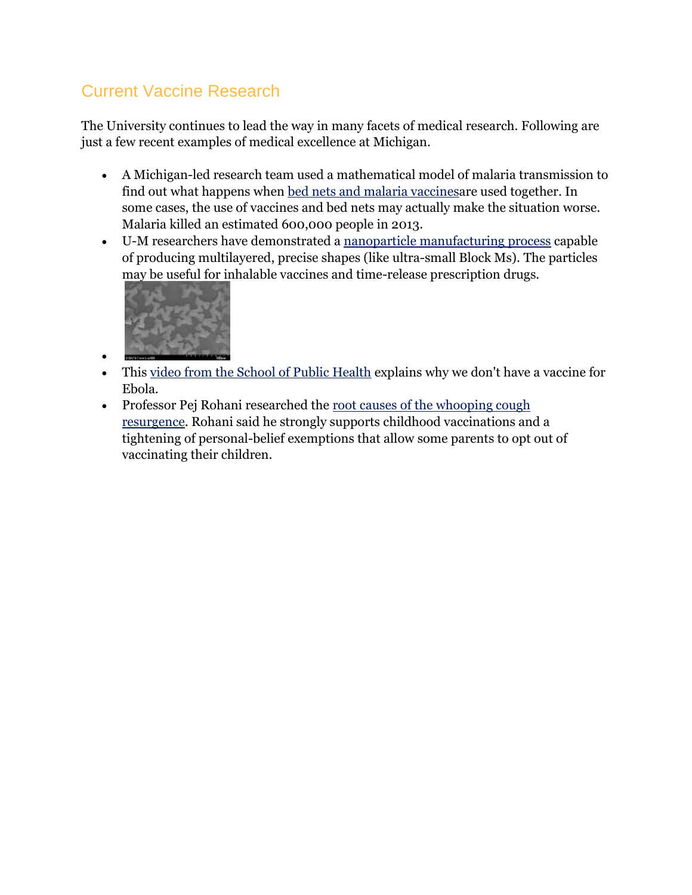## Current Vaccine Research

The University continues to lead the way in many facets of medical research. Following are just a few recent examples of medical excellence at Michigan.

- A Michigan-led research team used a mathematical model of malaria transmission to find out what happens when bed nets and malaria vaccinesare used together. In some cases, the use of vaccines and bed nets may actually make the situation worse. Malaria killed an estimated 600,000 people in 2013.
- U-M researchers have demonstrated a nanoparticle manufacturing process capable of producing multilayered, precise shapes (like ultra-small Block Ms). The particles may be useful for inhalable vaccines and time-release prescription drugs.
- 
- This video from the School of Public Health explains why we don't have a vaccine for Ebola.
- Professor Pej Rohani researched the root causes of the whooping cough resurgence. Rohani said he strongly supports childhood vaccinations and a tightening of personal-belief exemptions that allow some parents to opt out of vaccinating their children.